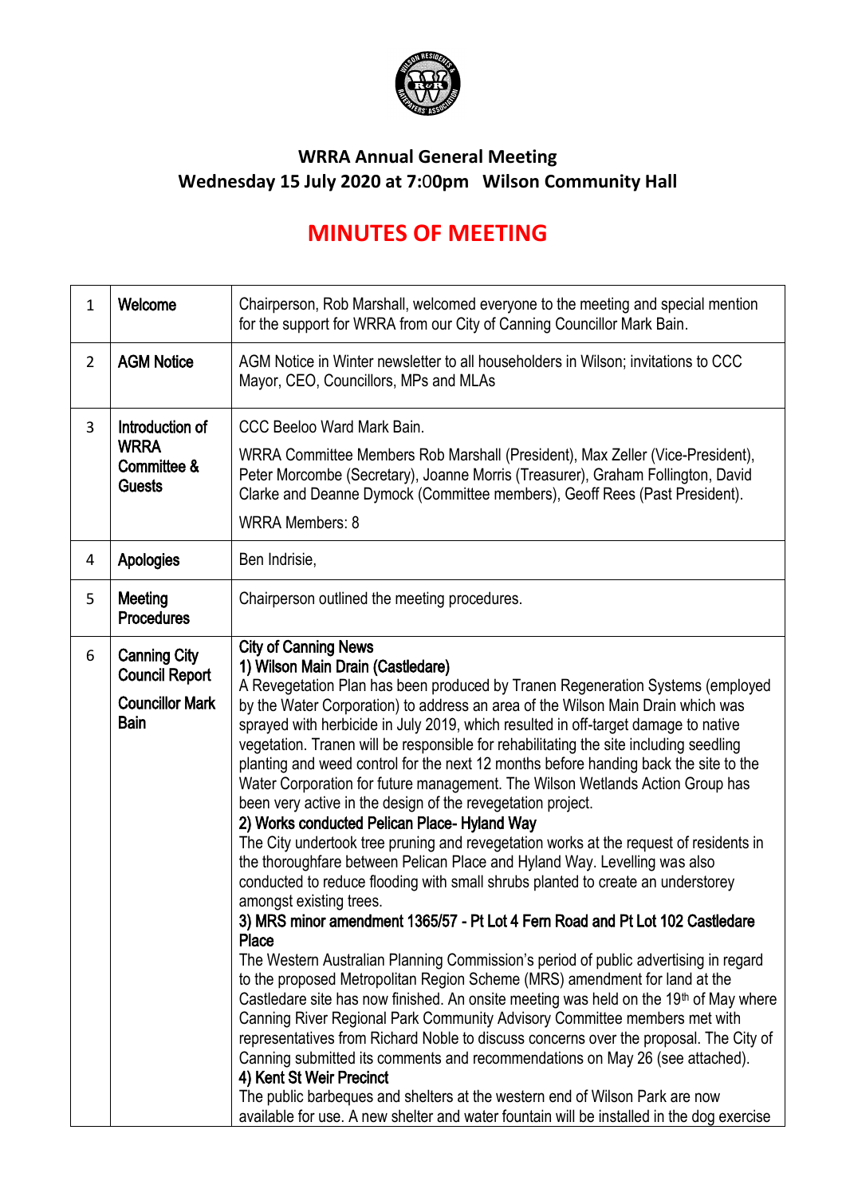## WRRA Annual General Meeting
## Wednesday 15 July 2020 at 7:00pm Wilson Community Hall

# MINUTES OF MEETING

| | | |
|---|---|---|
| 1 | **Welcome** | Chairperson, Rob Marshall, welcomed everyone to the meeting and special mention for the support for WRRA from our City of Canning Councillor Mark Bain. |
| 2 | **AGM Notice** | AGM Notice in Winter newsletter to all householders in Wilson; invitations to CCC Mayor, CEO, Councillors, MPs and MLAs |
| 3 | **Introduction of WRRA Committee & Guests** | CCC Beeloo Ward Mark Bain.<br><br>WRRA Committee Members Rob Marshall (President), Max Zeller (Vice-President), Peter Morcombe (Secretary), Joanne Morris (Treasurer), Graham Follington, David Clarke and Deanne Dymock (Committee members), Geoff Rees (Past President).<br><br>WRRA Members: 8 |
| 4 | **Apologies** | Ben Indrisie, |
| 5 | **Meeting Procedures** | Chairperson outlined the meeting procedures. |
| 6 | **Canning City Council Report**<br><br>**Councillor Mark Bain** | **City of Canning News**<br>**1) Wilson Main Drain (Castledare)**<br>A Revegetation Plan has been produced by Tranen Regeneration Systems (employed by the Water Corporation) to address an area of the Wilson Main Drain which was sprayed with herbicide in July 2019, which resulted in off-target damage to native vegetation. Tranen will be responsible for rehabilitating the site including seedling planting and weed control for the next 12 months before handing back the site to the Water Corporation for future management. The Wilson Wetlands Action Group has been very active in the design of the revegetation project.<br>**2) Works conducted Pelican Place- Hyland Way**<br>The City undertook tree pruning and revegetation works at the request of residents in the thoroughfare between Pelican Place and Hyland Way. Levelling was also conducted to reduce flooding with small shrubs planted to create an understorey amongst existing trees.<br>**3) MRS minor amendment 1365/57 - Pt Lot 4 Fern Road and Pt Lot 102 Castledare Place**<br>The Western Australian Planning Commission's period of public advertising in regard to the proposed Metropolitan Region Scheme (MRS) amendment for land at the Castledare site has now finished. An onsite meeting was held on the 19th of May where Canning River Regional Park Community Advisory Committee members met with representatives from Richard Noble to discuss concerns over the proposal. The City of Canning submitted its comments and recommendations on May 26 (see attached).<br>**4) Kent St Weir Precinct**<br>The public barbeques and shelters at the western end of Wilson Park are now available for use. A new shelter and water fountain will be installed in the dog exercise |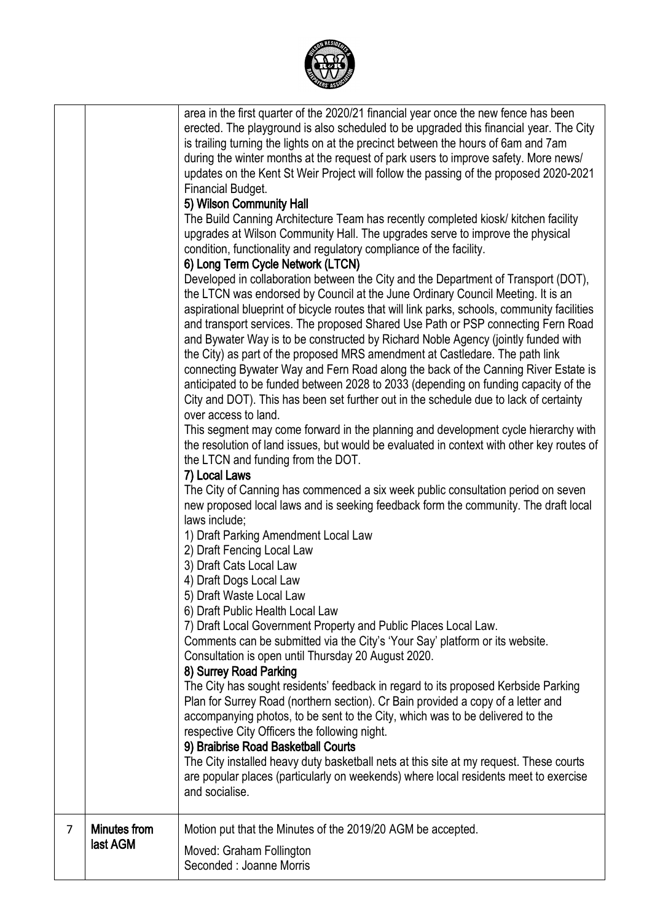| | | |
|---|---|---|
| | | area in the first quarter of the 2020/21 financial year once the new fence has been erected. The playground is also scheduled to be upgraded this financial year. The City is trailing turning the lights on at the precinct between the hours of 6am and 7am during the winter months at the request of park users to improve safety. More news/ updates on the Kent St Weir Project will follow the passing of the proposed 2020-2021 Financial Budget.<br>**5) Wilson Community Hall**<br>The Build Canning Architecture Team has recently completed kiosk/ kitchen facility upgrades at Wilson Community Hall. The upgrades serve to improve the physical condition, functionality and regulatory compliance of the facility.<br>**6) Long Term Cycle Network (LTCN)**<br>Developed in collaboration between the City and the Department of Transport (DOT), the LTCN was endorsed by Council at the June Ordinary Council Meeting. It is an aspirational blueprint of bicycle routes that will link parks, schools, community facilities and transport services. The proposed Shared Use Path or PSP connecting Fern Road and Bywater Way is to be constructed by Richard Noble Agency (jointly funded with the City) as part of the proposed MRS amendment at Castledare. The path link connecting Bywater Way and Fern Road along the back of the Canning River Estate is anticipated to be funded between 2028 to 2033 (depending on funding capacity of the City and DOT). This has been set further out in the schedule due to lack of certainty over access to land.<br>This segment may come forward in the planning and development cycle hierarchy with the resolution of land issues, but would be evaluated in context with other key routes of the LTCN and funding from the DOT.<br>**7) Local Laws**<br>The City of Canning has commenced a six week public consultation period on seven new proposed local laws and is seeking feedback form the community. The draft local laws include;<br>1) Draft Parking Amendment Local Law<br>2) Draft Fencing Local Law<br>3) Draft Cats Local Law<br>4) Draft Dogs Local Law<br>5) Draft Waste Local Law<br>6) Draft Public Health Local Law<br>7) Draft Local Government Property and Public Places Local Law.<br>Comments can be submitted via the City's 'Your Say' platform or its website.<br>Consultation is open until Thursday 20 August 2020.<br>**8) Surrey Road Parking**<br>The City has sought residents' feedback in regard to its proposed Kerbside Parking Plan for Surrey Road (northern section). Cr Bain provided a copy of a letter and accompanying photos, to be sent to the City, which was to be delivered to the respective City Officers the following night.<br>**9) Braibrise Road Basketball Courts**<br>The City installed heavy duty basketball nets at this site at my request. These courts are popular places (particularly on weekends) where local residents meet to exercise and socialise. |
| 7 | **Minutes from last AGM** | Motion put that the Minutes of the 2019/20 AGM be accepted.<br>Moved: Graham Follington<br>Seconded : Joanne Morris |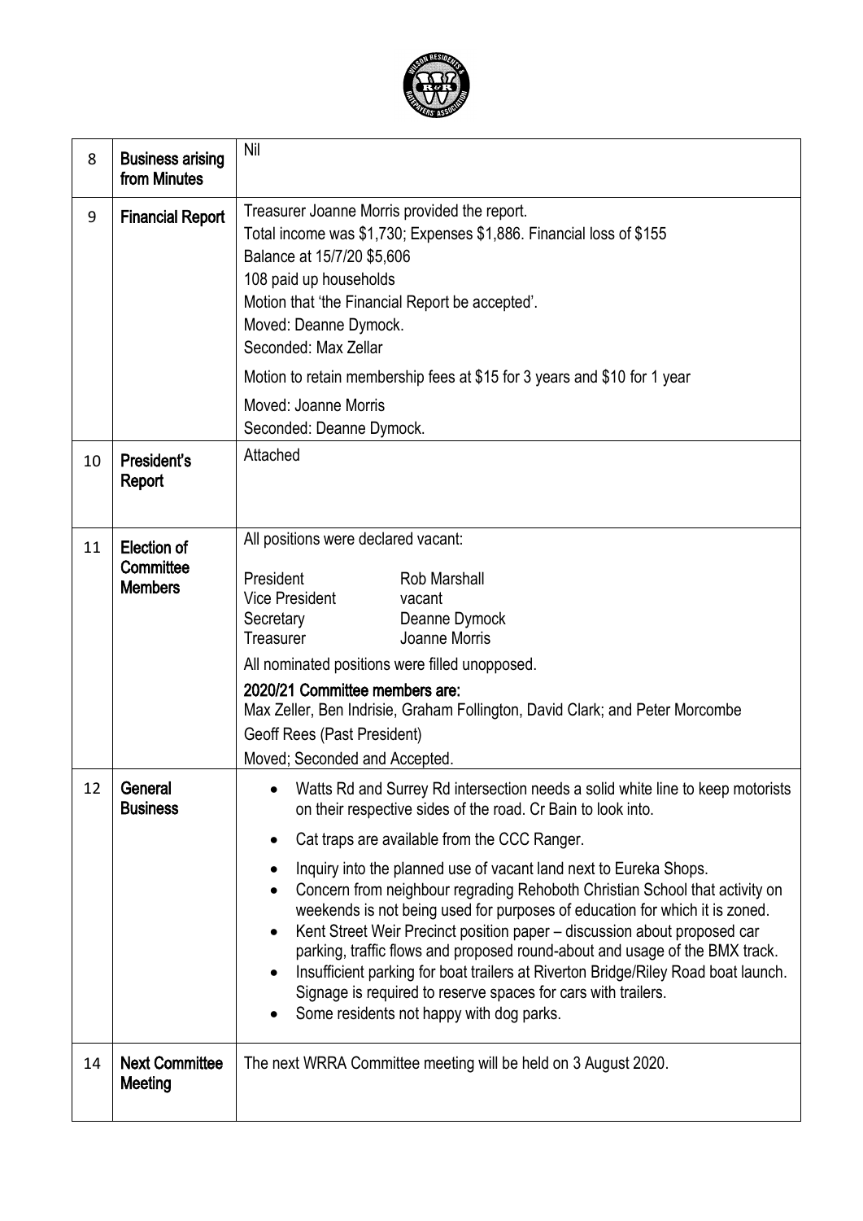| | | |
|---|---|---|
| 8 | **Business arising from Minutes** | Nil |
| 9 | **Financial Report** | Treasurer Joanne Morris provided the report.<br>Total income was $1,730; Expenses $1,886. Financial loss of $155<br>Balance at 15/7/20 $5,606<br>108 paid up households<br>Motion that 'the Financial Report be accepted'.<br>Moved: Deanne Dymock.<br>Seconded: Max Zellar<br>Motion to retain membership fees at $15 for 3 years and $10 for 1 year<br>Moved: Joanne Morris<br>Seconded: Deanne Dymock. |
| 10 | **President's Report** | Attached |
| 11 | **Election of Committee Members** | All positions were declared vacant:<br>President Rob Marshall<br>Vice President vacant<br>Secretary Deanne Dymock<br>Treasurer Joanne Morris<br>All nominated positions were filled unopposed.<br>**2020/21 Committee members are:**<br>Max Zeller, Ben Indrisie, Graham Follington, David Clark; and Peter Morcombe<br>Geoff Rees (Past President)<br>Moved; Seconded and Accepted. |
| 12 | **General Business** | • Watts Rd and Surrey Rd intersection needs a solid white line to keep motorists on their respective sides of the road. Cr Bain to look into.<br>• Cat traps are available from the CCC Ranger.<br>• Inquiry into the planned use of vacant land next to Eureka Shops.<br>• Concern from neighbour regrading Rehoboth Christian School that activity on weekends is not being used for purposes of education for which it is zoned.<br>• Kent Street Weir Precinct position paper – discussion about proposed car parking, traffic flows and proposed round-about and usage of the BMX track.<br>• Insufficient parking for boat trailers at Riverton Bridge/Riley Road boat launch. Signage is required to reserve spaces for cars with trailers.<br>• Some residents not happy with dog parks. |
| 14 | **Next Committee Meeting** | The next WRRA Committee meeting will be held on 3 August 2020. |